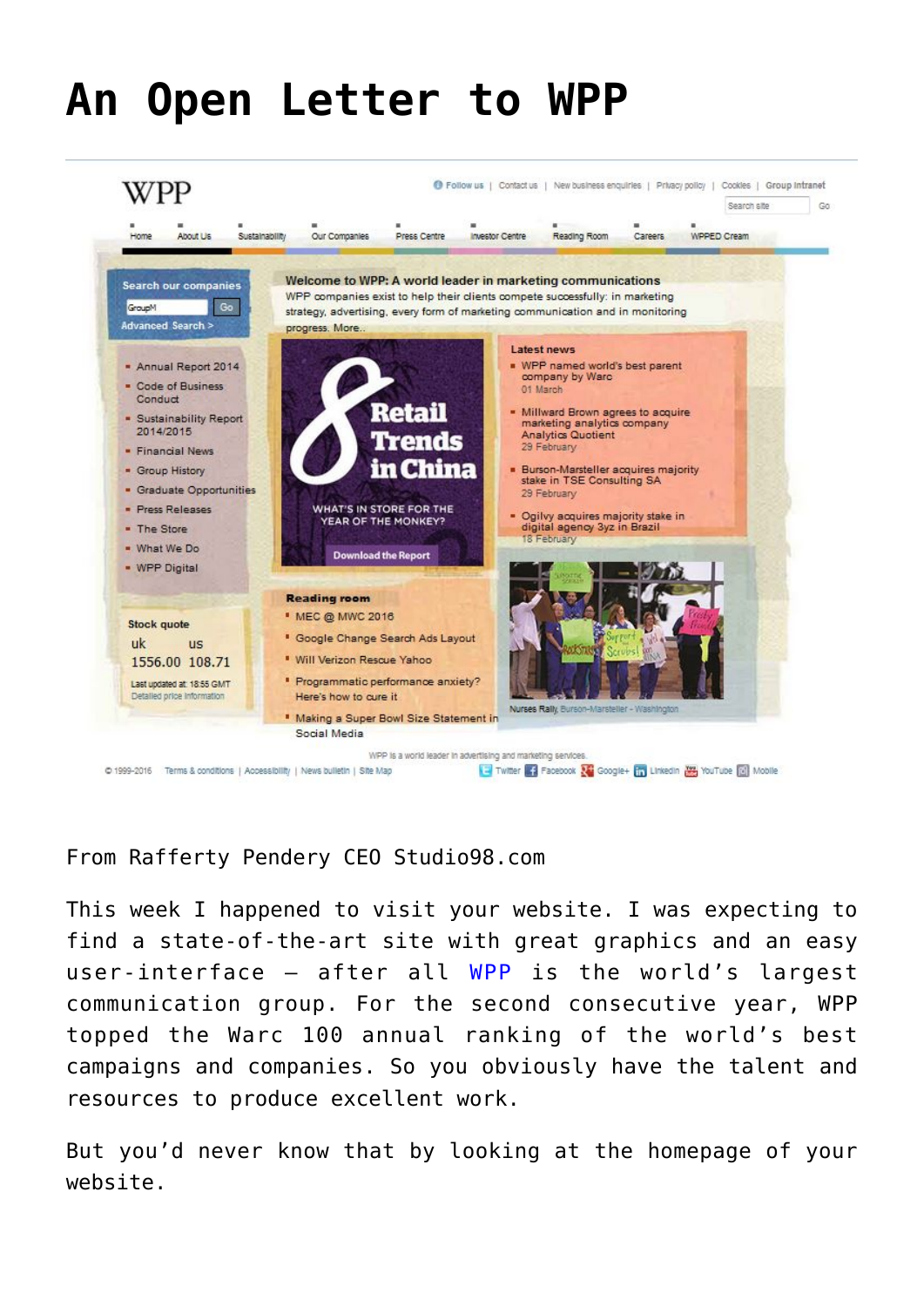# An Open Letter to WPP

From Rafferty Pendery CEO Studio98.com

This week I happened to visit your website. I was expecting to find a state-of-the-art site with great graphics and an easy user-interface – after all WPP is the world's largest communication group. For the second consecutive year, WPP topped the Warc 100 annual ranking of the world's best campaigns and companies. So you obviously have the talent and resources to produce excellent work.

But you'd never know that by looking at the homepage of your website.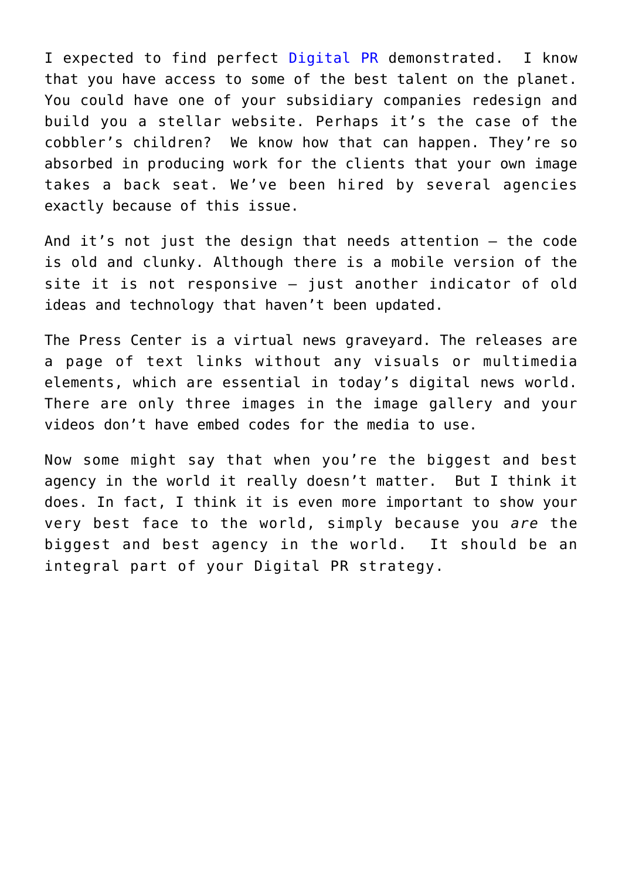I expected to find perfect Digital PR demonstrated.  I know that you have access to some of the best talent on the planet. You could have one of your subsidiary companies redesign and build you a stellar website. Perhaps it's the case of the cobbler's children?  We know how that can happen. They're so absorbed in producing work for the clients that your own image takes a back seat. We've been hired by several agencies exactly because of this issue.

And it's not just the design that needs attention – the code is old and clunky. Although there is a mobile version of the site it is not responsive – just another indicator of old ideas and technology that haven't been updated.

The Press Center is a virtual news graveyard. The releases are a page of text links without any visuals or multimedia elements, which are essential in today's digital news world. There are only three images in the image gallery and your videos don't have embed codes for the media to use.

Now some might say that when you're the biggest and best agency in the world it really doesn't matter.  But I think it does. In fact, I think it is even more important to show your very best face to the world, simply because you *are* the biggest and best agency in the world.  It should be an integral part of your Digital PR strategy.